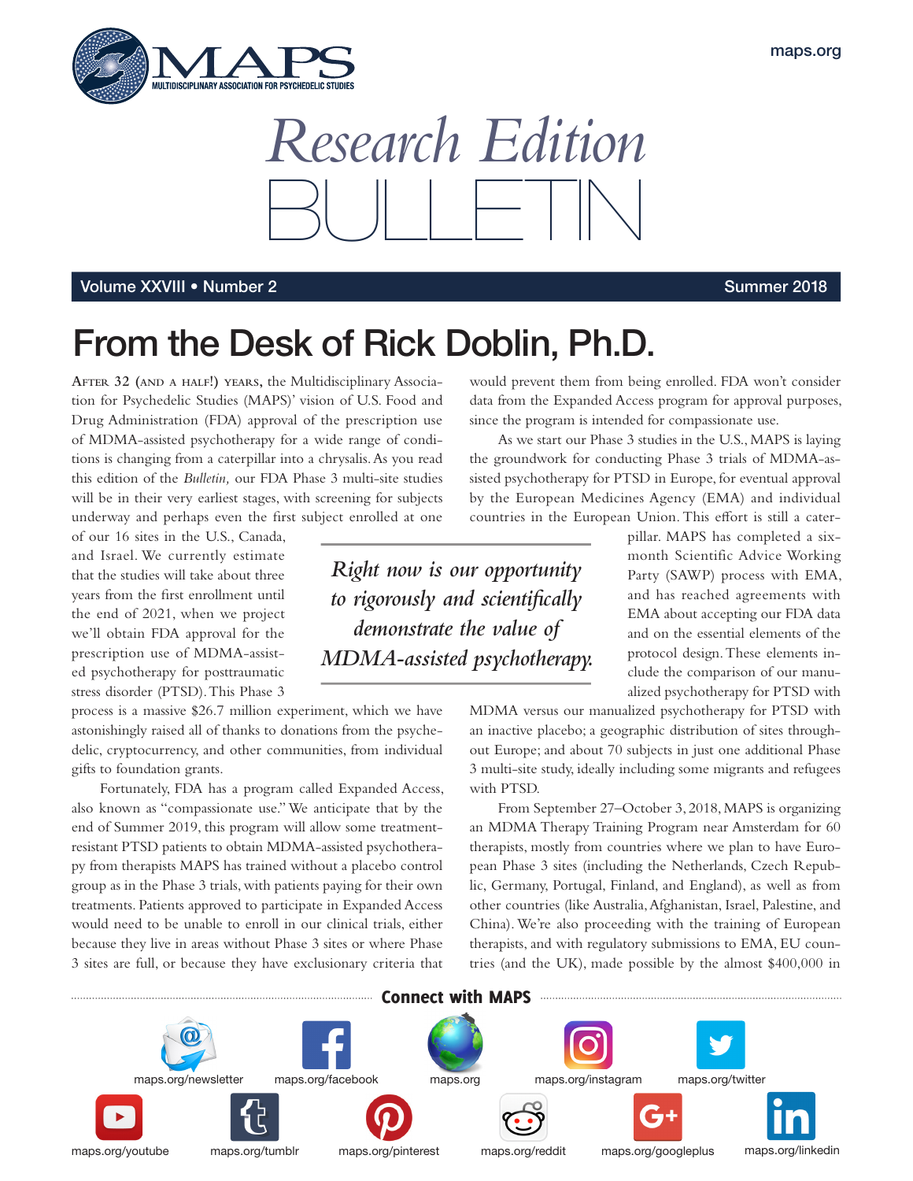# Research Edition BULLETIN

Volume XXVIII • Number 2 Summer 2018

## From the Desk of Rick Doblin, Ph.D.

After 32 (and a half!) years, the Multidisciplinary Association for Psychedelic Studies (MAPS)' vision of U.S. Food and Drug Administration (FDA) approval of the prescription use of MDMA-assisted psychotherapy for a wide range of conditions is changing from a caterpillar into a chrysalis. As you read this edition of the *Bulletin,* our FDA Phase 3 multi-site studies will be in their very earliest stages, with screening for subjects underway and perhaps even the first subject enrolled at one of our 16 sites in the U.S., Canada, and Israel. We currently estimate that the studies will take about three years from the first enrollment until the end of 2021, when we project we'll obtain FDA approval for the prescription use of MDMA-assisted psychotherapy for posttraumatic stress disorder (PTSD). This Phase 3 process is a massive $26.7 million experiment, which we have astonishingly raised all of thanks to donations from the psychedelic, cryptocurrency, and other communities, from individual gifts to foundation grants.

> *Right now is our opportunity to rigorously and scientifically demonstrate the value of MDMA-assisted psychotherapy.*

Fortunately, FDA has a program called Expanded Access, also known as "compassionate use." We anticipate that by the end of Summer 2019, this program will allow some treatment-resistant PTSD patients to obtain MDMA-assisted psychotherapy from therapists MAPS has trained without a placebo control group as in the Phase 3 trials, with patients paying for their own treatments. Patients approved to participate in Expanded Access would need to be unable to enroll in our clinical trials, either because they live in areas without Phase 3 sites or where Phase 3 sites are full, or because they have exclusionary criteria that would prevent them from being enrolled. FDA won't consider data from the Expanded Access program for approval purposes, since the program is intended for compassionate use.

As we start our Phase 3 studies in the U.S., MAPS is laying the groundwork for conducting Phase 3 trials of MDMA-assisted psychotherapy for PTSD in Europe, for eventual approval by the European Medicines Agency (EMA) and individual countries in the European Union. This effort is still a caterpillar. MAPS has completed a six-month Scientific Advice Working Party (SAWP) process with EMA, and has reached agreements with EMA about accepting our FDA data and on the essential elements of the protocol design. These elements include the comparison of our manualized psychotherapy for PTSD with MDMA versus our manualized psychotherapy for PTSD with an inactive placebo; a geographic distribution of sites throughout Europe; and about 70 subjects in just one additional Phase 3 multi-site study, ideally including some migrants and refugees with PTSD.

From September 27–October 3, 2018, MAPS is organizing an MDMA Therapy Training Program near Amsterdam for 60 therapists, mostly from countries where we plan to have European Phase 3 sites (including the Netherlands, Czech Republic, Germany, Portugal, Finland, and England), as well as from other countries (like Australia, Afghanistan, Israel, Palestine, and China). We're also proceeding with the training of European therapists, and with regulatory submissions to EMA, EU countries (and the UK), made possible by the almost $400,000 in

**Connect with MAPS**

maps.org/newsletter · maps.org/facebook · maps.org · maps.org/instagram · maps.org/twitter · maps.org/youtube · maps.org/tumblr · maps.org/pinterest · maps.org/reddit · maps.org/googleplus · maps.org/linkedin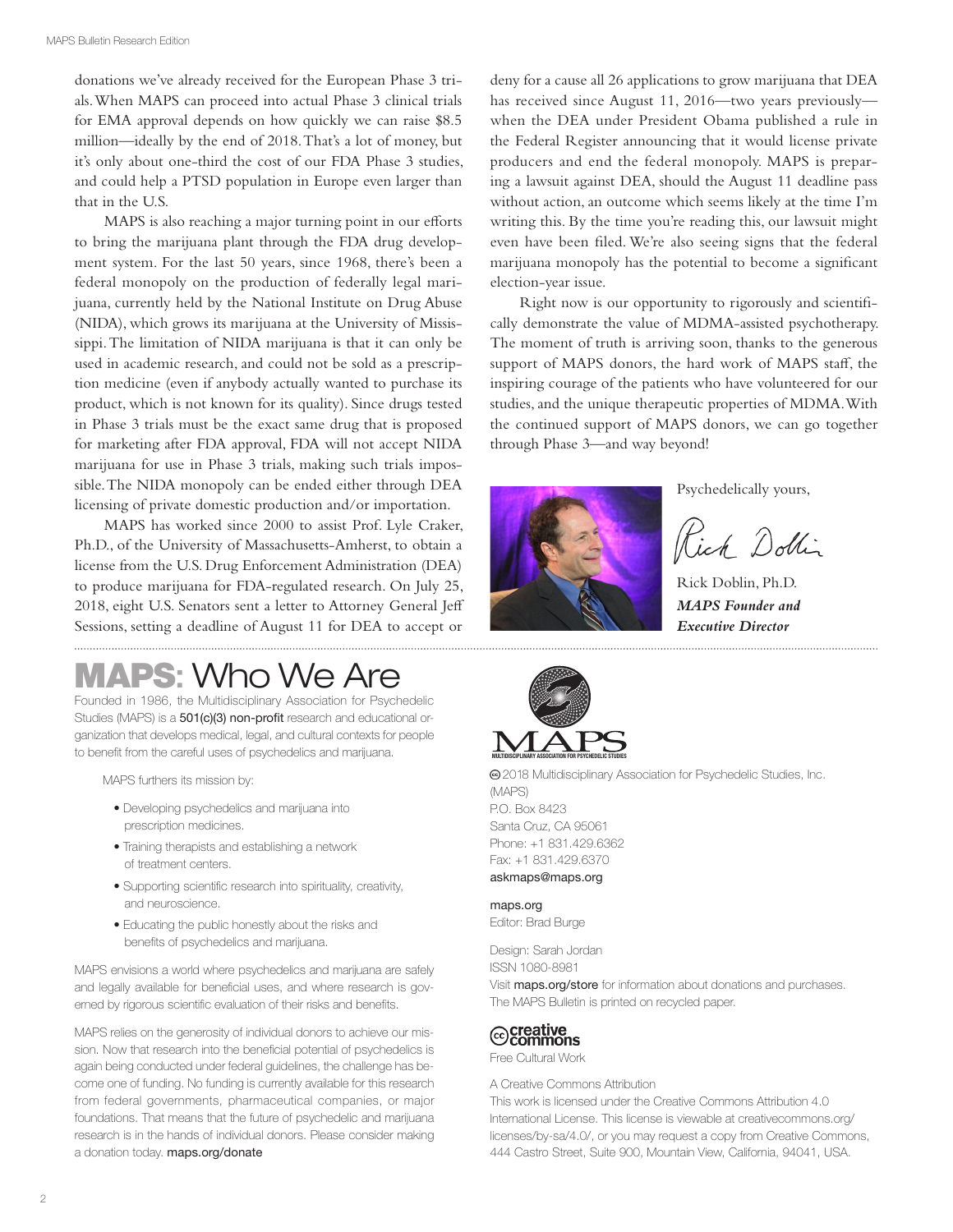donations we've already received for the European Phase 3 trials. When MAPS can proceed into actual Phase 3 clinical trials for EMA approval depends on how quickly we can raise $8.5 million—ideally by the end of 2018. That's a lot of money, but it's only about one-third the cost of our FDA Phase 3 studies, and could help a PTSD population in Europe even larger than that in the U.S.

MAPS is also reaching a major turning point in our efforts to bring the marijuana plant through the FDA drug development system. For the last 50 years, since 1968, there's been a federal monopoly on the production of federally legal marijuana, currently held by the National Institute on Drug Abuse (NIDA), which grows its marijuana at the University of Mississippi. The limitation of NIDA marijuana is that it can only be used in academic research, and could not be sold as a prescription medicine (even if anybody actually wanted to purchase its product, which is not known for its quality). Since drugs tested in Phase 3 trials must be the exact same drug that is proposed for marketing after FDA approval, FDA will not accept NIDA marijuana for use in Phase 3 trials, making such trials impossible. The NIDA monopoly can be ended either through DEA licensing of private domestic production and/or importation.

MAPS has worked since 2000 to assist Prof. Lyle Craker, Ph.D., of the University of Massachusetts-Amherst, to obtain a license from the U.S. Drug Enforcement Administration (DEA) to produce marijuana for FDA-regulated research. On July 25, 2018, eight U.S. Senators sent a letter to Attorney General Jeff Sessions, setting a deadline of August 11 for DEA to accept or deny for a cause all 26 applications to grow marijuana that DEA has received since August 11, 2016—two years previously—when the DEA under President Obama published a rule in the Federal Register announcing that it would license private producers and end the federal monopoly. MAPS is preparing a lawsuit against DEA, should the August 11 deadline pass without action, an outcome which seems likely at the time I'm writing this. By the time you're reading this, our lawsuit might even have been filed. We're also seeing signs that the federal marijuana monopoly has the potential to become a significant election-year issue.

Right now is our opportunity to rigorously and scientifically demonstrate the value of MDMA-assisted psychotherapy. The moment of truth is arriving soon, thanks to the generous support of MAPS donors, the hard work of MAPS staff, the inspiring courage of the patients who have volunteered for our studies, and the unique therapeutic properties of MDMA. With the continued support of MAPS donors, we can go together through Phase 3—and way beyond!

Psychedelically yours,

Rick Doblin

Rick Doblin, Ph.D.
***MAPS Founder and Executive Director***

## MAPS: Who We Are

Founded in 1986, the Multidisciplinary Association for Psychedelic Studies (MAPS) is a 501(c)(3) non-profit research and educational organization that develops medical, legal, and cultural contexts for people to benefit from the careful uses of psychedelics and marijuana.

MAPS furthers its mission by:

- Developing psychedelics and marijuana into prescription medicines.
- Training therapists and establishing a network of treatment centers.
- Supporting scientific research into spirituality, creativity, and neuroscience.
- Educating the public honestly about the risks and benefits of psychedelics and marijuana.

MAPS envisions a world where psychedelics and marijuana are safely and legally available for beneficial uses, and where research is governed by rigorous scientific evaluation of their risks and benefits.

MAPS relies on the generosity of individual donors to achieve our mission. Now that research into the beneficial potential of psychedelics is again being conducted under federal guidelines, the challenge has become one of funding. No funding is currently available for this research from federal governments, pharmaceutical companies, or major foundations. That means that the future of psychedelic and marijuana research is in the hands of individual donors. Please consider making a donation today. maps.org/donate

MAPS
MULTIDISCIPLINARY ASSOCIATION FOR PSYCHEDELIC STUDIES

© 2018 Multidisciplinary Association for Psychedelic Studies, Inc. (MAPS)
P.O. Box 8423
Santa Cruz, CA 95061
Phone: +1 831.429.6362
Fax: +1 831.429.6370
askmaps@maps.org

maps.org
Editor: Brad Burge

Design: Sarah Jordan
ISSN 1080-8981
Visit maps.org/store for information about donations and purchases.
The MAPS Bulletin is printed on recycled paper.

creative commons
Free Cultural Work

A Creative Commons Attribution
This work is licensed under the Creative Commons Attribution 4.0 International License. This license is viewable at creativecommons.org/licenses/by-sa/4.0/, or you may request a copy from Creative Commons, 444 Castro Street, Suite 900, Mountain View, California, 94041, USA.